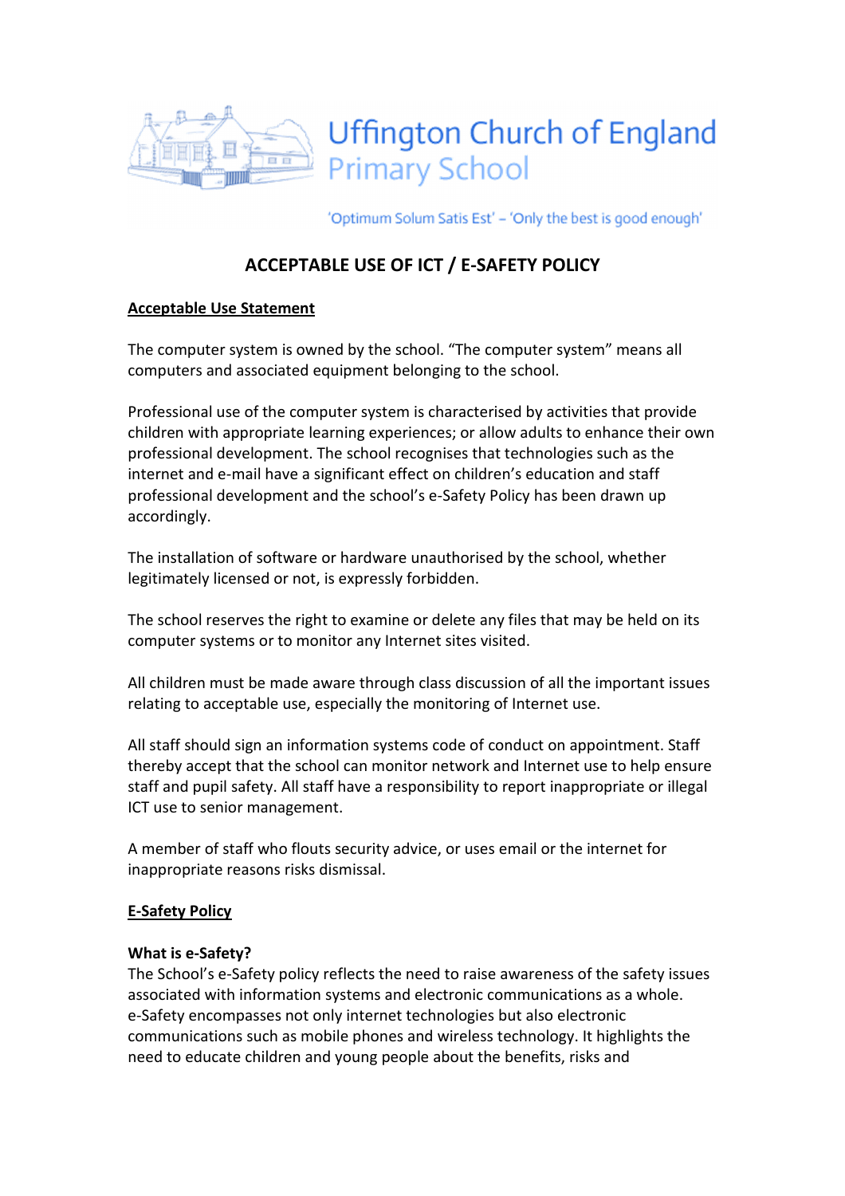# Uffington Church of England Primary School

'Optimum Solum Satis Est' – 'Only the best is good enough'

## ACCEPTABLE USE OF ICT / E-SAFETY POLICY

### Acceptable Use Statement

The computer system is owned by the school. "The computer system" means all computers and associated equipment belonging to the school.

Professional use of the computer system is characterised by activities that provide children with appropriate learning experiences; or allow adults to enhance their own professional development. The school recognises that technologies such as the internet and e-mail have a significant effect on children's education and staff professional development and the school's e-Safety Policy has been drawn up accordingly.

The installation of software or hardware unauthorised by the school, whether legitimately licensed or not, is expressly forbidden.

The school reserves the right to examine or delete any files that may be held on its computer systems or to monitor any Internet sites visited.

All children must be made aware through class discussion of all the important issues relating to acceptable use, especially the monitoring of Internet use.

All staff should sign an information systems code of conduct on appointment. Staff thereby accept that the school can monitor network and Internet use to help ensure staff and pupil safety. All staff have a responsibility to report inappropriate or illegal ICT use to senior management.

A member of staff who flouts security advice, or uses email or the internet for inappropriate reasons risks dismissal.

### E-Safety Policy

**What is e-Safety?**

The School's e-Safety policy reflects the need to raise awareness of the safety issues associated with information systems and electronic communications as a whole. e-Safety encompasses not only internet technologies but also electronic communications such as mobile phones and wireless technology. It highlights the need to educate children and young people about the benefits, risks and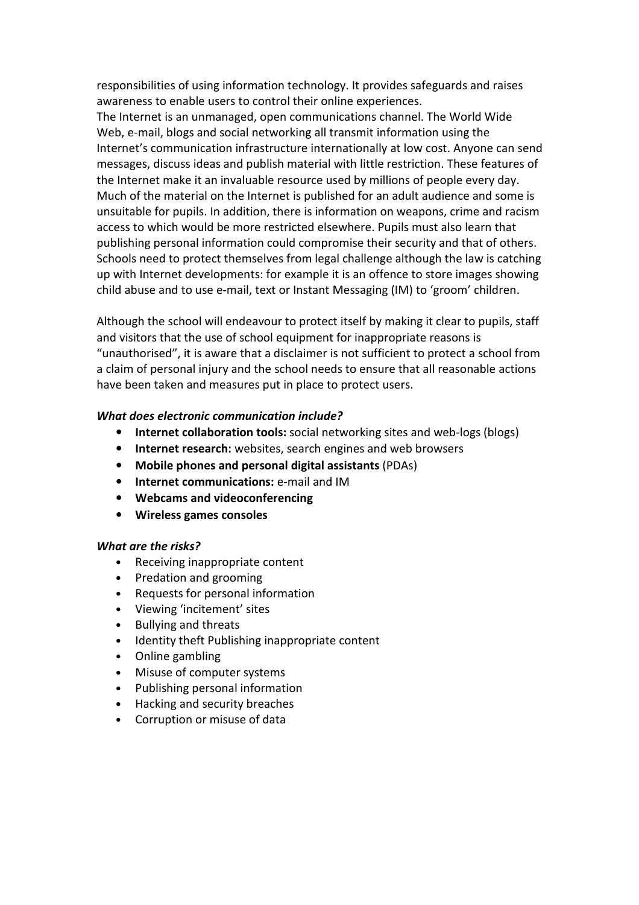responsibilities of using information technology. It provides safeguards and raises awareness to enable users to control their online experiences.

The Internet is an unmanaged, open communications channel. The World Wide Web, e-mail, blogs and social networking all transmit information using the Internet's communication infrastructure internationally at low cost. Anyone can send messages, discuss ideas and publish material with little restriction. These features of the Internet make it an invaluable resource used by millions of people every day. Much of the material on the Internet is published for an adult audience and some is unsuitable for pupils. In addition, there is information on weapons, crime and racism access to which would be more restricted elsewhere. Pupils must also learn that publishing personal information could compromise their security and that of others. Schools need to protect themselves from legal challenge although the law is catching up with Internet developments: for example it is an offence to store images showing child abuse and to use e-mail, text or Instant Messaging (IM) to 'groom' children.

Although the school will endeavour to protect itself by making it clear to pupils, staff and visitors that the use of school equipment for inappropriate reasons is "unauthorised", it is aware that a disclaimer is not sufficient to protect a school from a claim of personal injury and the school needs to ensure that all reasonable actions have been taken and measures put in place to protect users.

***What does electronic communication include?***

- **Internet collaboration tools:** social networking sites and web-logs (blogs)
- **Internet research:** websites, search engines and web browsers
- **Mobile phones and personal digital assistants** (PDAs)
- **Internet communications:** e-mail and IM
- **Webcams and videoconferencing**
- **Wireless games consoles**

***What are the risks?***

- Receiving inappropriate content
- Predation and grooming
- Requests for personal information
- Viewing 'incitement' sites
- Bullying and threats
- Identity theft Publishing inappropriate content
- Online gambling
- Misuse of computer systems
- Publishing personal information
- Hacking and security breaches
- Corruption or misuse of data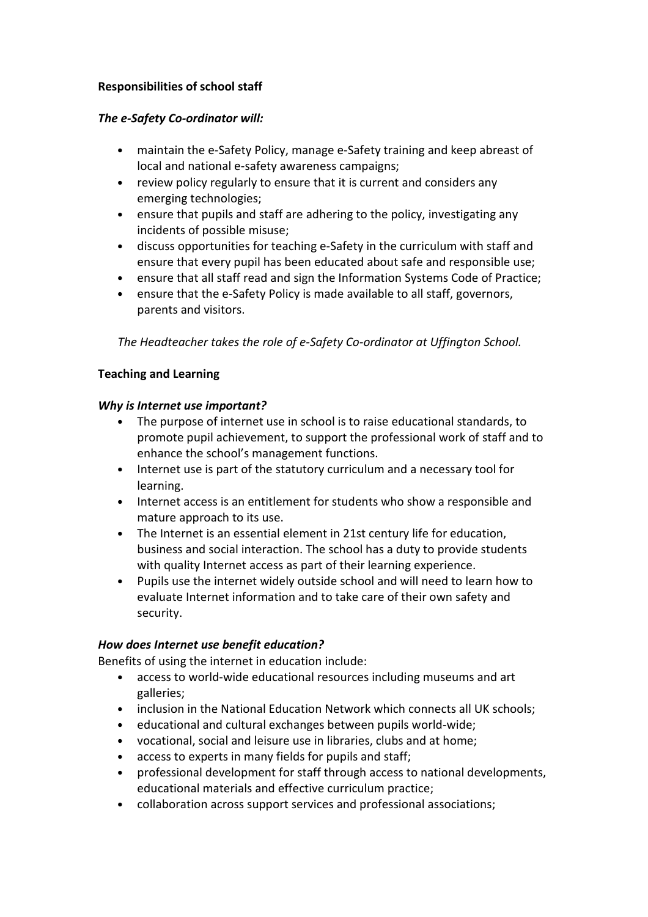## Responsibilities of school staff

### *The e-Safety Co-ordinator will:*

- maintain the e-Safety Policy, manage e-Safety training and keep abreast of local and national e-safety awareness campaigns;
- review policy regularly to ensure that it is current and considers any emerging technologies;
- ensure that pupils and staff are adhering to the policy, investigating any incidents of possible misuse;
- discuss opportunities for teaching e-Safety in the curriculum with staff and ensure that every pupil has been educated about safe and responsible use;
- ensure that all staff read and sign the Information Systems Code of Practice;
- ensure that the e-Safety Policy is made available to all staff, governors, parents and visitors.

*The Headteacher takes the role of e-Safety Co-ordinator at Uffington School.*

## Teaching and Learning

### *Why is Internet use important?*

- The purpose of internet use in school is to raise educational standards, to promote pupil achievement, to support the professional work of staff and to enhance the school's management functions.
- Internet use is part of the statutory curriculum and a necessary tool for learning.
- Internet access is an entitlement for students who show a responsible and mature approach to its use.
- The Internet is an essential element in 21st century life for education, business and social interaction. The school has a duty to provide students with quality Internet access as part of their learning experience.
- Pupils use the internet widely outside school and will need to learn how to evaluate Internet information and to take care of their own safety and security.

### *How does Internet use benefit education?*

Benefits of using the internet in education include:

- access to world-wide educational resources including museums and art galleries;
- inclusion in the National Education Network which connects all UK schools;
- educational and cultural exchanges between pupils world-wide;
- vocational, social and leisure use in libraries, clubs and at home;
- access to experts in many fields for pupils and staff;
- professional development for staff through access to national developments, educational materials and effective curriculum practice;
- collaboration across support services and professional associations;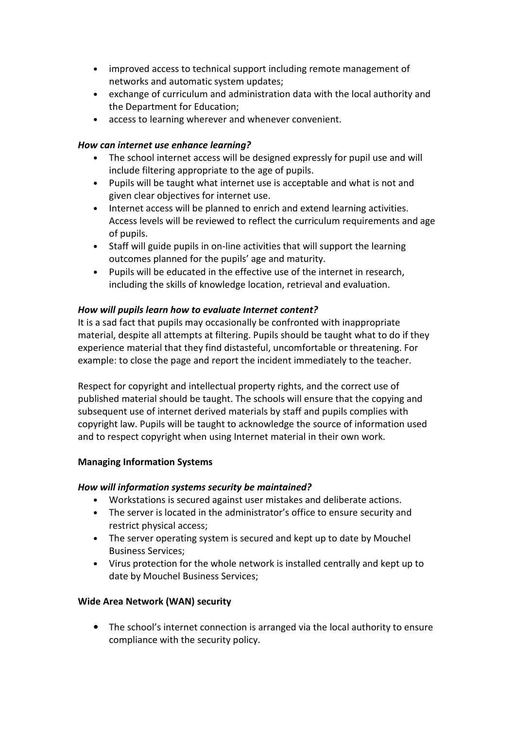- improved access to technical support including remote management of networks and automatic system updates;
- exchange of curriculum and administration data with the local authority and the Department for Education;
- access to learning wherever and whenever convenient.

***How can internet use enhance learning?***

- The school internet access will be designed expressly for pupil use and will include filtering appropriate to the age of pupils.
- Pupils will be taught what internet use is acceptable and what is not and given clear objectives for internet use.
- Internet access will be planned to enrich and extend learning activities. Access levels will be reviewed to reflect the curriculum requirements and age of pupils.
- Staff will guide pupils in on-line activities that will support the learning outcomes planned for the pupils' age and maturity.
- Pupils will be educated in the effective use of the internet in research, including the skills of knowledge location, retrieval and evaluation.

***How will pupils learn how to evaluate Internet content?***

It is a sad fact that pupils may occasionally be confronted with inappropriate material, despite all attempts at filtering. Pupils should be taught what to do if they experience material that they find distasteful, uncomfortable or threatening. For example: to close the page and report the incident immediately to the teacher.

Respect for copyright and intellectual property rights, and the correct use of published material should be taught. The schools will ensure that the copying and subsequent use of internet derived materials by staff and pupils complies with copyright law. Pupils will be taught to acknowledge the source of information used and to respect copyright when using Internet material in their own work.

**Managing Information Systems**

***How will information systems security be maintained?***

- Workstations is secured against user mistakes and deliberate actions.
- The server is located in the administrator's office to ensure security and restrict physical access;
- The server operating system is secured and kept up to date by Mouchel Business Services;
- Virus protection for the whole network is installed centrally and kept up to date by Mouchel Business Services;

**Wide Area Network (WAN) security**

- The school's internet connection is arranged via the local authority to ensure compliance with the security policy.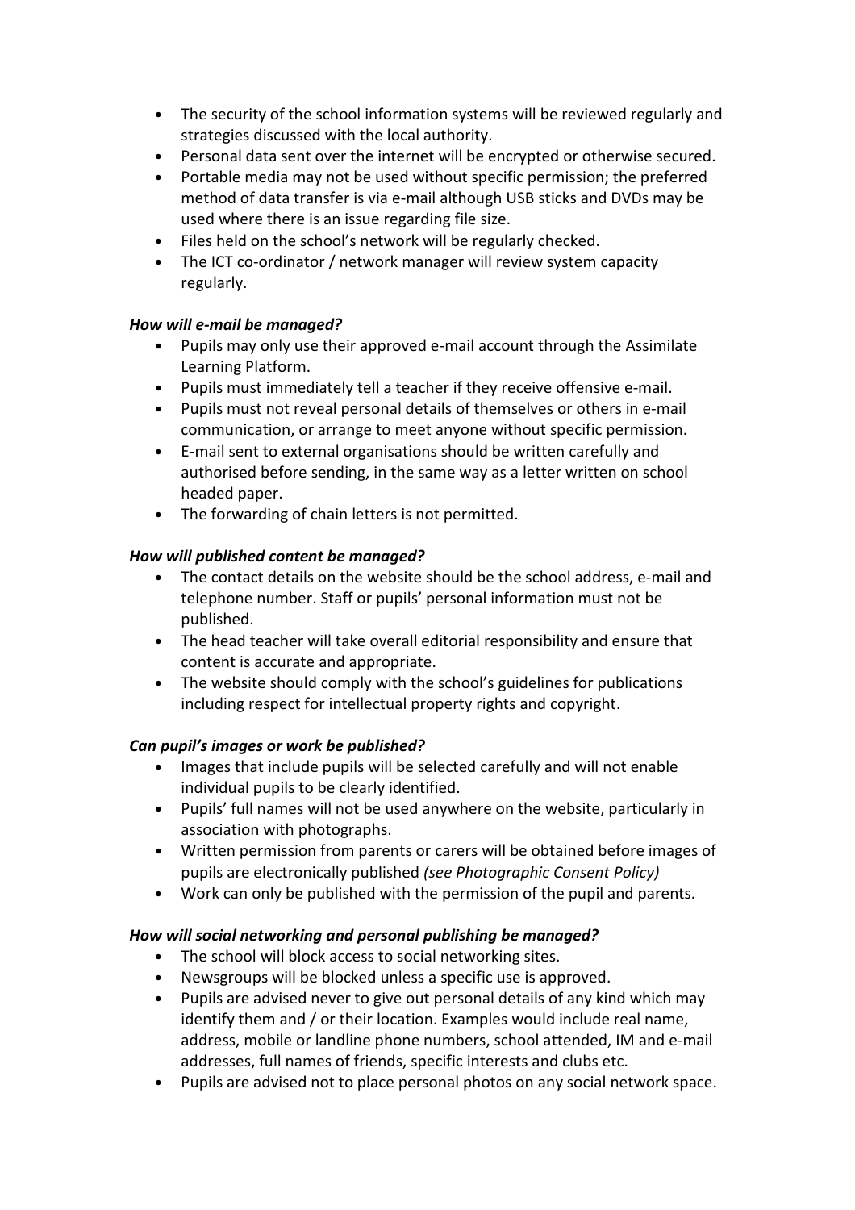- The security of the school information systems will be reviewed regularly and strategies discussed with the local authority.
- Personal data sent over the internet will be encrypted or otherwise secured.
- Portable media may not be used without specific permission; the preferred method of data transfer is via e-mail although USB sticks and DVDs may be used where there is an issue regarding file size.
- Files held on the school's network will be regularly checked.
- The ICT co-ordinator / network manager will review system capacity regularly.

***How will e-mail be managed?***

- Pupils may only use their approved e-mail account through the Assimilate Learning Platform.
- Pupils must immediately tell a teacher if they receive offensive e-mail.
- Pupils must not reveal personal details of themselves or others in e-mail communication, or arrange to meet anyone without specific permission.
- E-mail sent to external organisations should be written carefully and authorised before sending, in the same way as a letter written on school headed paper.
- The forwarding of chain letters is not permitted.

***How will published content be managed?***

- The contact details on the website should be the school address, e-mail and telephone number. Staff or pupils' personal information must not be published.
- The head teacher will take overall editorial responsibility and ensure that content is accurate and appropriate.
- The website should comply with the school's guidelines for publications including respect for intellectual property rights and copyright.

***Can pupil's images or work be published?***

- Images that include pupils will be selected carefully and will not enable individual pupils to be clearly identified.
- Pupils' full names will not be used anywhere on the website, particularly in association with photographs.
- Written permission from parents or carers will be obtained before images of pupils are electronically published *(see Photographic Consent Policy)*
- Work can only be published with the permission of the pupil and parents.

***How will social networking and personal publishing be managed?***

- The school will block access to social networking sites.
- Newsgroups will be blocked unless a specific use is approved.
- Pupils are advised never to give out personal details of any kind which may identify them and / or their location. Examples would include real name, address, mobile or landline phone numbers, school attended, IM and e-mail addresses, full names of friends, specific interests and clubs etc.
- Pupils are advised not to place personal photos on any social network space.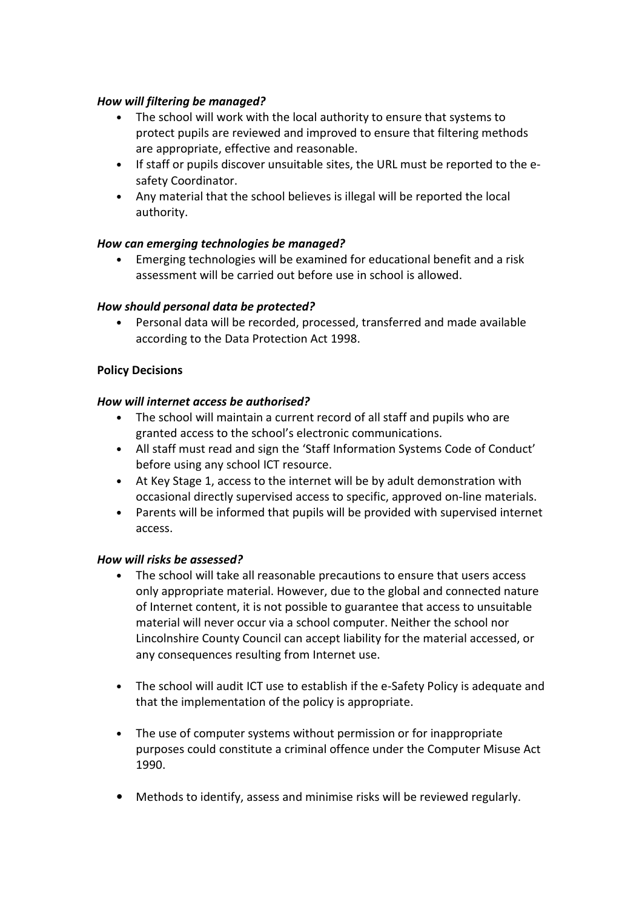***How will filtering be managed?***

- The school will work with the local authority to ensure that systems to protect pupils are reviewed and improved to ensure that filtering methods are appropriate, effective and reasonable.
- If staff or pupils discover unsuitable sites, the URL must be reported to the e-safety Coordinator.
- Any material that the school believes is illegal will be reported the local authority.

***How can emerging technologies be managed?***

- Emerging technologies will be examined for educational benefit and a risk assessment will be carried out before use in school is allowed.

***How should personal data be protected?***

- Personal data will be recorded, processed, transferred and made available according to the Data Protection Act 1998.

**Policy Decisions**

***How will internet access be authorised?***

- The school will maintain a current record of all staff and pupils who are granted access to the school's electronic communications.
- All staff must read and sign the 'Staff Information Systems Code of Conduct' before using any school ICT resource.
- At Key Stage 1, access to the internet will be by adult demonstration with occasional directly supervised access to specific, approved on-line materials.
- Parents will be informed that pupils will be provided with supervised internet access.

***How will risks be assessed?***

- The school will take all reasonable precautions to ensure that users access only appropriate material. However, due to the global and connected nature of Internet content, it is not possible to guarantee that access to unsuitable material will never occur via a school computer. Neither the school nor Lincolnshire County Council can accept liability for the material accessed, or any consequences resulting from Internet use.

- The school will audit ICT use to establish if the e-Safety Policy is adequate and that the implementation of the policy is appropriate.

- The use of computer systems without permission or for inappropriate purposes could constitute a criminal offence under the Computer Misuse Act 1990.

- Methods to identify, assess and minimise risks will be reviewed regularly.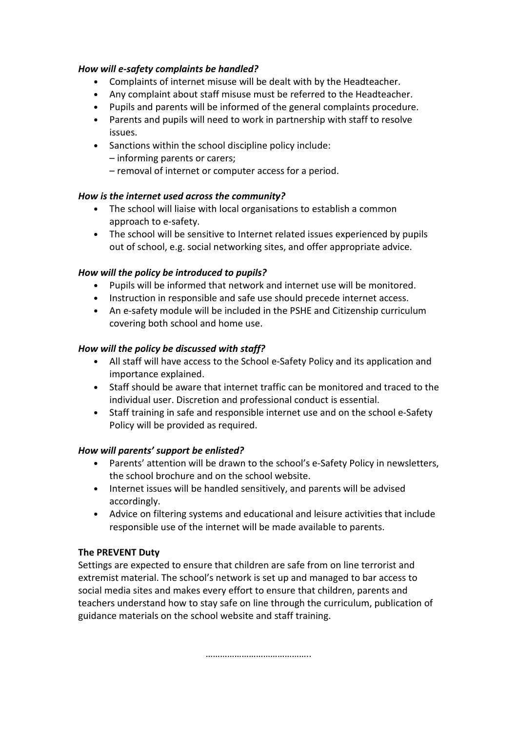***How will e-safety complaints be handled?***

- Complaints of internet misuse will be dealt with by the Headteacher.
- Any complaint about staff misuse must be referred to the Headteacher.
- Pupils and parents will be informed of the general complaints procedure.
- Parents and pupils will need to work in partnership with staff to resolve issues.
- Sanctions within the school discipline policy include:
  – informing parents or carers;
  – removal of internet or computer access for a period.

***How is the internet used across the community?***

- The school will liaise with local organisations to establish a common approach to e-safety.
- The school will be sensitive to Internet related issues experienced by pupils out of school, e.g. social networking sites, and offer appropriate advice.

***How will the policy be introduced to pupils?***

- Pupils will be informed that network and internet use will be monitored.
- Instruction in responsible and safe use should precede internet access.
- An e-safety module will be included in the PSHE and Citizenship curriculum covering both school and home use.

***How will the policy be discussed with staff?***

- All staff will have access to the School e-Safety Policy and its application and importance explained.
- Staff should be aware that internet traffic can be monitored and traced to the individual user. Discretion and professional conduct is essential.
- Staff training in safe and responsible internet use and on the school e-Safety Policy will be provided as required.

***How will parents' support be enlisted?***

- Parents' attention will be drawn to the school's e-Safety Policy in newsletters, the school brochure and on the school website.
- Internet issues will be handled sensitively, and parents will be advised accordingly.
- Advice on filtering systems and educational and leisure activities that include responsible use of the internet will be made available to parents.

**The PREVENT Duty**

Settings are expected to ensure that children are safe from on line terrorist and extremist material. The school's network is set up and managed to bar access to social media sites and makes every effort to ensure that children, parents and teachers understand how to stay safe on line through the curriculum, publication of guidance materials on the school website and staff training.

……………………………………..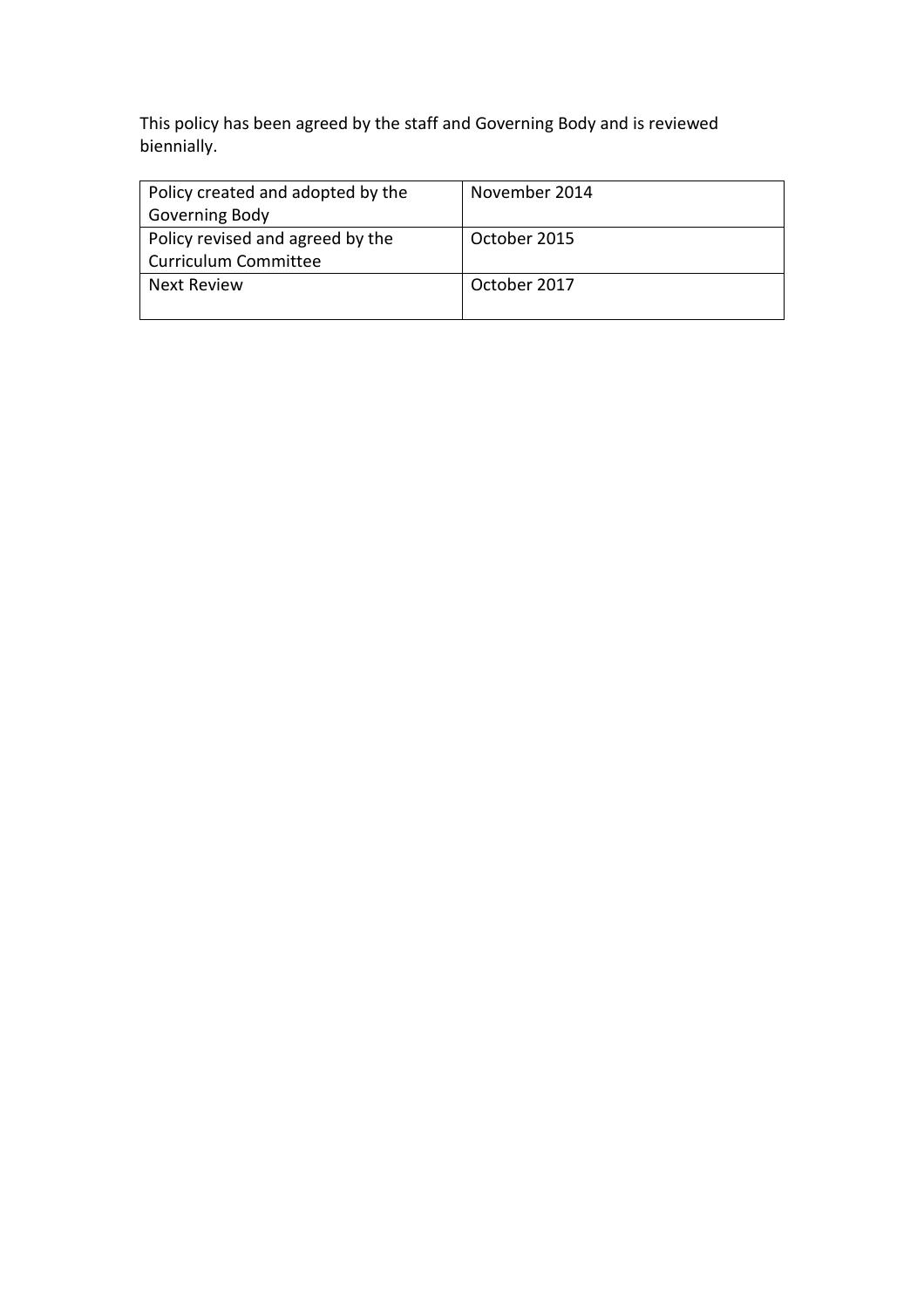This policy has been agreed by the staff and Governing Body and is reviewed biennially.

| | |
|---|---|
| Policy created and adopted by the Governing Body | November 2014 |
| Policy revised and agreed by the Curriculum Committee | October 2015 |
| Next Review | October 2017 |